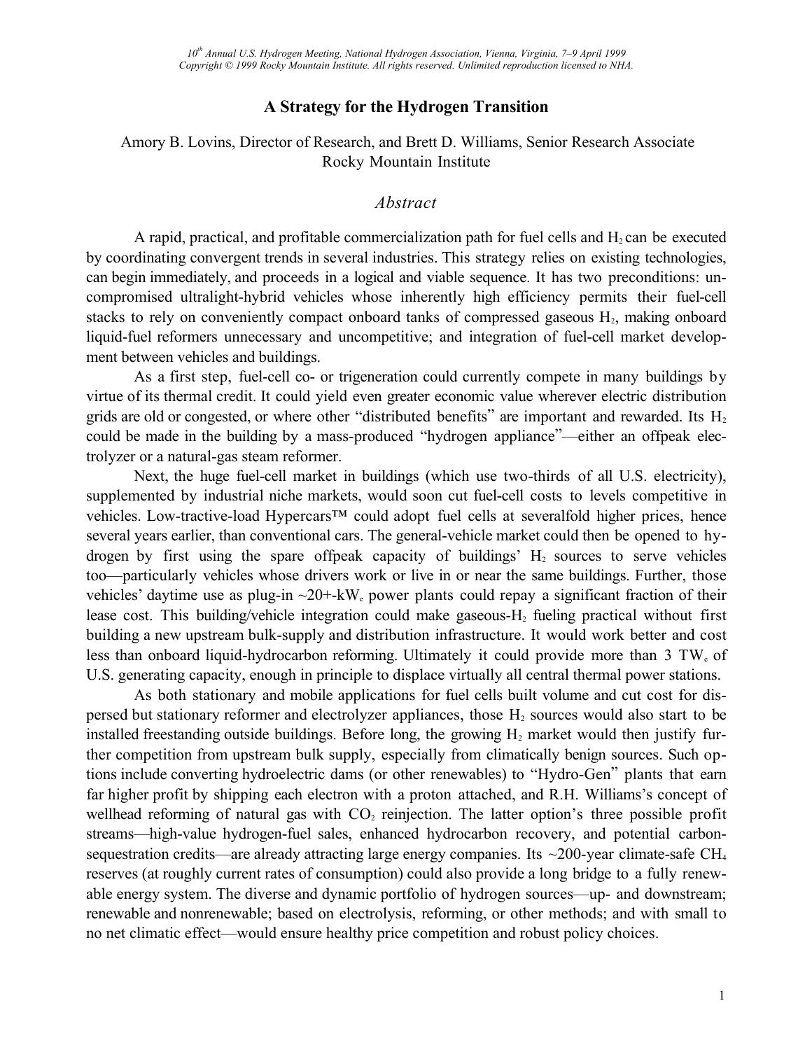*10th Annual U.S. Hydrogen Meeting, National Hydrogen Association, Vienna, Virginia, 7–9 April 1999*
*Copyright © 1999 Rocky Mountain Institute. All rights reserved. Unlimited reproduction licensed to NHA.*

# A Strategy for the Hydrogen Transition

Amory B. Lovins, Director of Research, and Brett D. Williams, Senior Research Associate
Rocky Mountain Institute

## *Abstract*

A rapid, practical, and profitable commercialization path for fuel cells and $H_2$ can be executed by coordinating convergent trends in several industries. This strategy relies on existing technologies, can begin immediately, and proceeds in a logical and viable sequence. It has two preconditions: uncompromised ultralight-hybrid vehicles whose inherently high efficiency permits their fuel-cell stacks to rely on conveniently compact onboard tanks of compressed gaseous $H_2$, making onboard liquid-fuel reformers unnecessary and uncompetitive; and integration of fuel-cell market development between vehicles and buildings.

As a first step, fuel-cell co- or trigeneration could currently compete in many buildings by virtue of its thermal credit. It could yield even greater economic value wherever electric distribution grids are old or congested, or where other "distributed benefits" are important and rewarded. Its $H_2$ could be made in the building by a mass-produced "hydrogen appliance"—either an offpeak electrolyzer or a natural-gas steam reformer.

Next, the huge fuel-cell market in buildings (which use two-thirds of all U.S. electricity), supplemented by industrial niche markets, would soon cut fuel-cell costs to levels competitive in vehicles. Low-tractive-load Hypercars™ could adopt fuel cells at severalfold higher prices, hence several years earlier, than conventional cars. The general-vehicle market could then be opened to hydrogen by first using the spare offpeak capacity of buildings' $H_2$ sources to serve vehicles too—particularly vehicles whose drivers work or live in or near the same buildings. Further, those vehicles' daytime use as plug-in ~20+-$kW_e$ power plants could repay a significant fraction of their lease cost. This building/vehicle integration could make gaseous-$H_2$ fueling practical without first building a new upstream bulk-supply and distribution infrastructure. It would work better and cost less than onboard liquid-hydrocarbon reforming. Ultimately it could provide more than 3 $TW_e$ of U.S. generating capacity, enough in principle to displace virtually all central thermal power stations.

As both stationary and mobile applications for fuel cells built volume and cut cost for dispersed but stationary reformer and electrolyzer appliances, those $H_2$ sources would also start to be installed freestanding outside buildings. Before long, the growing $H_2$ market would then justify further competition from upstream bulk supply, especially from climatically benign sources. Such options include converting hydroelectric dams (or other renewables) to "Hydro-Gen" plants that earn far higher profit by shipping each electron with a proton attached, and R.H. Williams's concept of wellhead reforming of natural gas with $CO_2$ reinjection. The latter option's three possible profit streams—high-value hydrogen-fuel sales, enhanced hydrocarbon recovery, and potential carbon-sequestration credits—are already attracting large energy companies. Its ~200-year climate-safe $CH_4$ reserves (at roughly current rates of consumption) could also provide a long bridge to a fully renewable energy system. The diverse and dynamic portfolio of hydrogen sources—up- and downstream; renewable and nonrenewable; based on electrolysis, reforming, or other methods; and with small to no net climatic effect—would ensure healthy price competition and robust policy choices.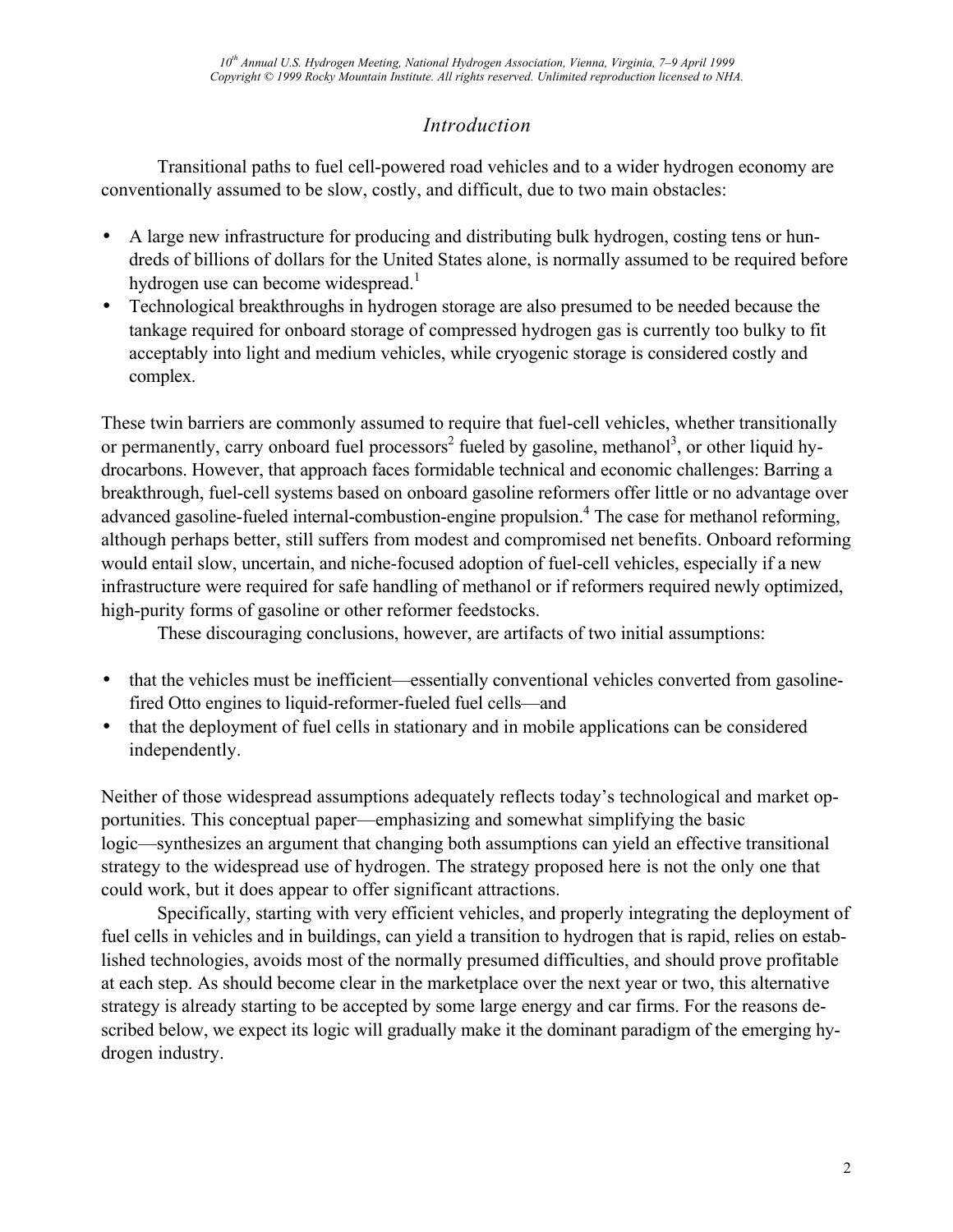## *Introduction*

Transitional paths to fuel cell-powered road vehicles and to a wider hydrogen economy are conventionally assumed to be slow, costly, and difficult, due to two main obstacles:

- A large new infrastructure for producing and distributing bulk hydrogen, costing tens or hundreds of billions of dollars for the United States alone, is normally assumed to be required before hydrogen use can become widespread.[1]
- Technological breakthroughs in hydrogen storage are also presumed to be needed because the tankage required for onboard storage of compressed hydrogen gas is currently too bulky to fit acceptably into light and medium vehicles, while cryogenic storage is considered costly and complex.

These twin barriers are commonly assumed to require that fuel-cell vehicles, whether transitionally or permanently, carry onboard fuel processors[2] fueled by gasoline, methanol[3], or other liquid hydrocarbons. However, that approach faces formidable technical and economic challenges: Barring a breakthrough, fuel-cell systems based on onboard gasoline reformers offer little or no advantage over advanced gasoline-fueled internal-combustion-engine propulsion.[4] The case for methanol reforming, although perhaps better, still suffers from modest and compromised net benefits. Onboard reforming would entail slow, uncertain, and niche-focused adoption of fuel-cell vehicles, especially if a new infrastructure were required for safe handling of methanol or if reformers required newly optimized, high-purity forms of gasoline or other reformer feedstocks.

These discouraging conclusions, however, are artifacts of two initial assumptions:

- that the vehicles must be inefficient—essentially conventional vehicles converted from gasoline-fired Otto engines to liquid-reformer-fueled fuel cells—and
- that the deployment of fuel cells in stationary and in mobile applications can be considered independently.

Neither of those widespread assumptions adequately reflects today's technological and market opportunities. This conceptual paper—emphasizing and somewhat simplifying the basic logic—synthesizes an argument that changing both assumptions can yield an effective transitional strategy to the widespread use of hydrogen. The strategy proposed here is not the only one that could work, but it does appear to offer significant attractions.

Specifically, starting with very efficient vehicles, and properly integrating the deployment of fuel cells in vehicles and in buildings, can yield a transition to hydrogen that is rapid, relies on established technologies, avoids most of the normally presumed difficulties, and should prove profitable at each step. As should become clear in the marketplace over the next year or two, this alternative strategy is already starting to be accepted by some large energy and car firms. For the reasons described below, we expect its logic will gradually make it the dominant paradigm of the emerging hydrogen industry.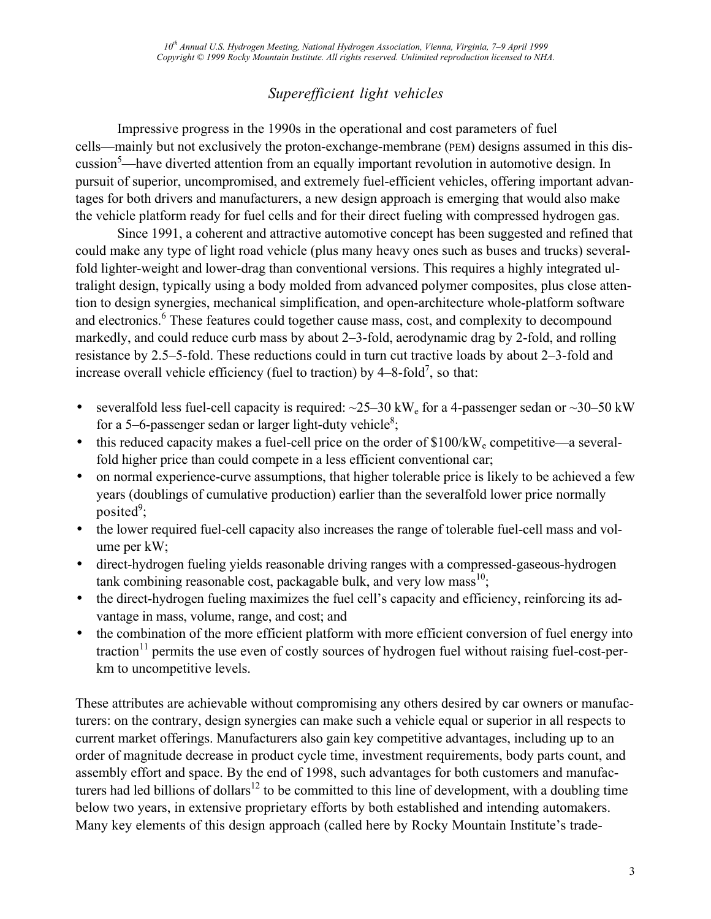## *Superefficient light vehicles*

Impressive progress in the 1990s in the operational and cost parameters of fuel cells—mainly but not exclusively the proton-exchange-membrane (PEM) designs assumed in this discussion[5]—have diverted attention from an equally important revolution in automotive design. In pursuit of superior, uncompromised, and extremely fuel-efficient vehicles, offering important advantages for both drivers and manufacturers, a new design approach is emerging that would also make the vehicle platform ready for fuel cells and for their direct fueling with compressed hydrogen gas.

Since 1991, a coherent and attractive automotive concept has been suggested and refined that could make any type of light road vehicle (plus many heavy ones such as buses and trucks) severalfold lighter-weight and lower-drag than conventional versions. This requires a highly integrated ultralight design, typically using a body molded from advanced polymer composites, plus close attention to design synergies, mechanical simplification, and open-architecture whole-platform software and electronics.[6] These features could together cause mass, cost, and complexity to decompound markedly, and could reduce curb mass by about 2–3-fold, aerodynamic drag by 2-fold, and rolling resistance by 2.5–5-fold. These reductions could in turn cut tractive loads by about 2–3-fold and increase overall vehicle efficiency (fuel to traction) by 4–8-fold[7], so that:

- severalfold less fuel-cell capacity is required: ~25–30 $kW_e$ for a 4-passenger sedan or ~30–50 kW for a 5–6-passenger sedan or larger light-duty vehicle[8];
- this reduced capacity makes a fuel-cell price on the order of \$100/$kW_e$ competitive—a severalfold higher price than could compete in a less efficient conventional car;
- on normal experience-curve assumptions, that higher tolerable price is likely to be achieved a few years (doublings of cumulative production) earlier than the severalfold lower price normally posited[9];
- the lower required fuel-cell capacity also increases the range of tolerable fuel-cell mass and volume per kW;
- direct-hydrogen fueling yields reasonable driving ranges with a compressed-gaseous-hydrogen tank combining reasonable cost, packagable bulk, and very low mass[10];
- the direct-hydrogen fueling maximizes the fuel cell's capacity and efficiency, reinforcing its advantage in mass, volume, range, and cost; and
- the combination of the more efficient platform with more efficient conversion of fuel energy into traction[11] permits the use even of costly sources of hydrogen fuel without raising fuel-cost-per-km to uncompetitive levels.

These attributes are achievable without compromising any others desired by car owners or manufacturers: on the contrary, design synergies can make such a vehicle equal or superior in all respects to current market offerings. Manufacturers also gain key competitive advantages, including up to an order of magnitude decrease in product cycle time, investment requirements, body parts count, and assembly effort and space. By the end of 1998, such advantages for both customers and manufacturers had led billions of dollars[12] to be committed to this line of development, with a doubling time below two years, in extensive proprietary efforts by both established and intending automakers. Many key elements of this design approach (called here by Rocky Mountain Institute's trade-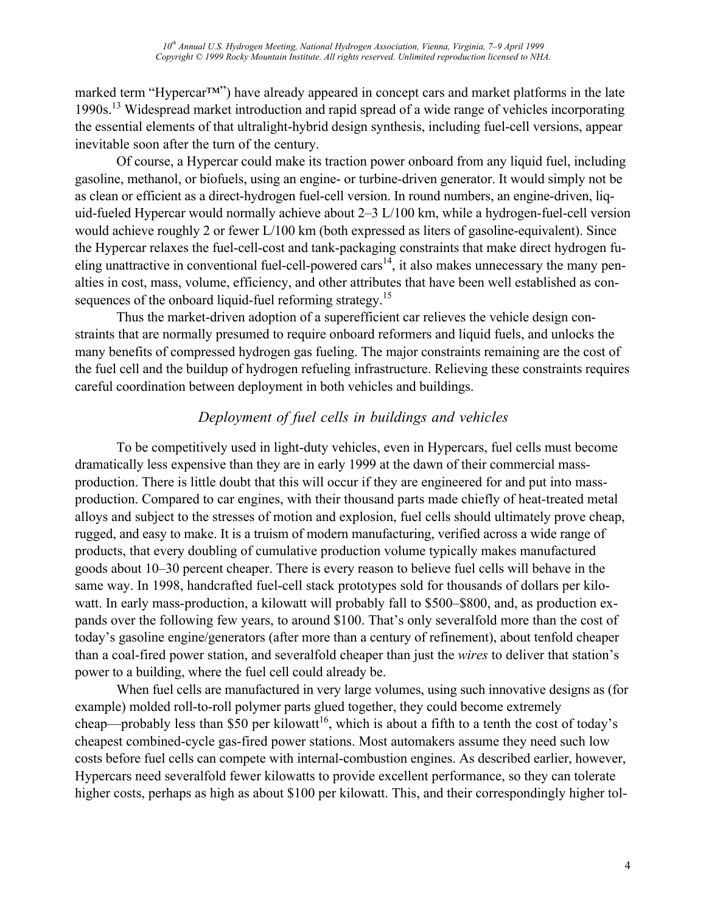marked term "Hypercar™") have already appeared in concept cars and market platforms in the late 1990s.[13] Widespread market introduction and rapid spread of a wide range of vehicles incorporating the essential elements of that ultralight-hybrid design synthesis, including fuel-cell versions, appear inevitable soon after the turn of the century.

Of course, a Hypercar could make its traction power onboard from any liquid fuel, including gasoline, methanol, or biofuels, using an engine- or turbine-driven generator. It would simply not be as clean or efficient as a direct-hydrogen fuel-cell version. In round numbers, an engine-driven, liquid-fueled Hypercar would normally achieve about 2–3 L/100 km, while a hydrogen-fuel-cell version would achieve roughly 2 or fewer L/100 km (both expressed as liters of gasoline-equivalent). Since the Hypercar relaxes the fuel-cell-cost and tank-packaging constraints that make direct hydrogen fueling unattractive in conventional fuel-cell-powered cars[14], it also makes unnecessary the many penalties in cost, mass, volume, efficiency, and other attributes that have been well established as consequences of the onboard liquid-fuel reforming strategy.[15]

Thus the market-driven adoption of a superefficient car relieves the vehicle design constraints that are normally presumed to require onboard reformers and liquid fuels, and unlocks the many benefits of compressed hydrogen gas fueling. The major constraints remaining are the cost of the fuel cell and the buildup of hydrogen refueling infrastructure. Relieving these constraints requires careful coordination between deployment in both vehicles and buildings.

## *Deployment of fuel cells in buildings and vehicles*

To be competitively used in light-duty vehicles, even in Hypercars, fuel cells must become dramatically less expensive than they are in early 1999 at the dawn of their commercial mass-production. There is little doubt that this will occur if they are engineered for and put into mass-production. Compared to car engines, with their thousand parts made chiefly of heat-treated metal alloys and subject to the stresses of motion and explosion, fuel cells should ultimately prove cheap, rugged, and easy to make. It is a truism of modern manufacturing, verified across a wide range of products, that every doubling of cumulative production volume typically makes manufactured goods about 10–30 percent cheaper. There is every reason to believe fuel cells will behave in the same way. In 1998, handcrafted fuel-cell stack prototypes sold for thousands of dollars per kilowatt. In early mass-production, a kilowatt will probably fall to $500–$800, and, as production expands over the following few years, to around $100. That's only severalfold more than the cost of today's gasoline engine/generators (after more than a century of refinement), about tenfold cheaper than a coal-fired power station, and severalfold cheaper than just the *wires* to deliver that station's power to a building, where the fuel cell could already be.

When fuel cells are manufactured in very large volumes, using such innovative designs as (for example) molded roll-to-roll polymer parts glued together, they could become extremely cheap—probably less than $50 per kilowatt[16], which is about a fifth to a tenth the cost of today's cheapest combined-cycle gas-fired power stations. Most automakers assume they need such low costs before fuel cells can compete with internal-combustion engines. As described earlier, however, Hypercars need severalfold fewer kilowatts to provide excellent performance, so they can tolerate higher costs, perhaps as high as about $100 per kilowatt. This, and their correspondingly higher tol-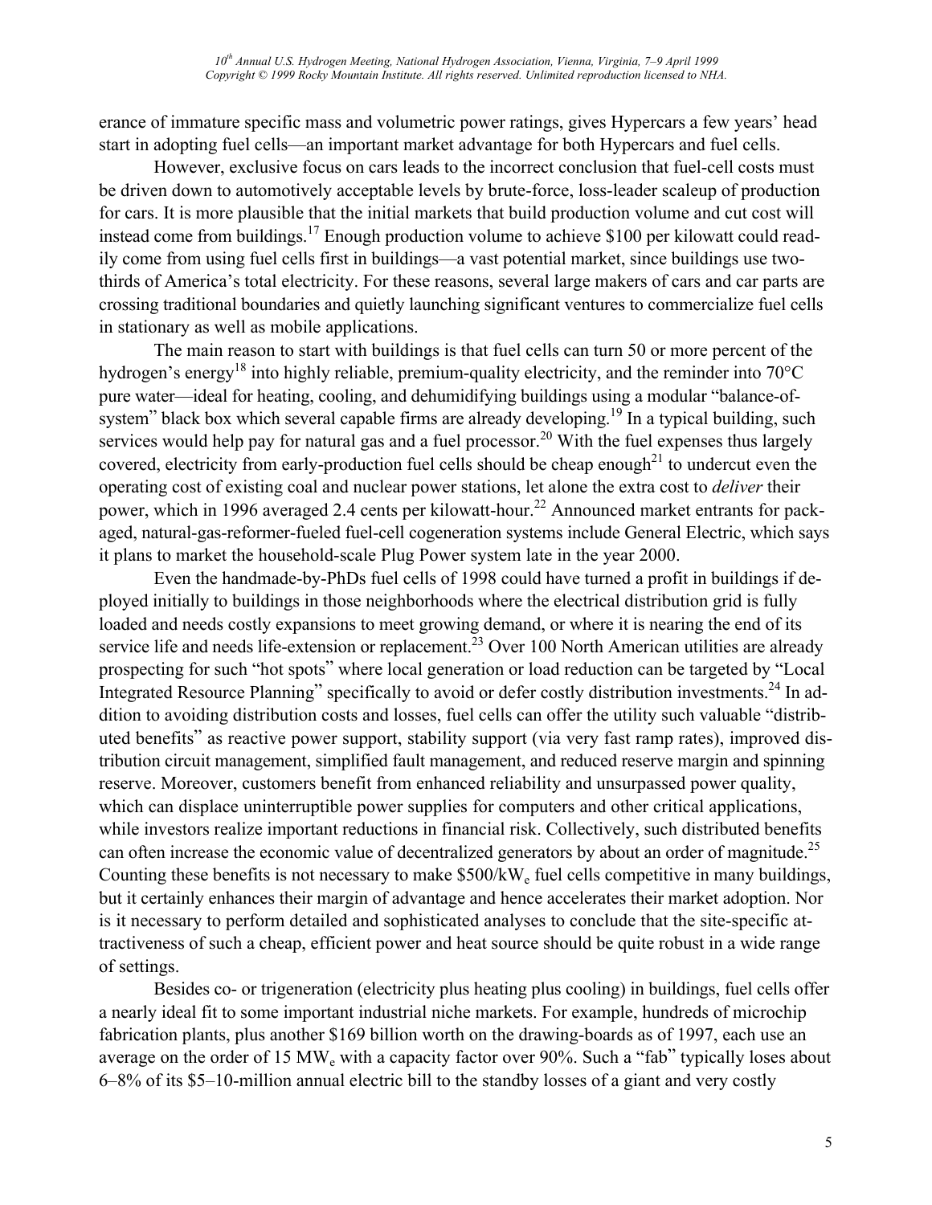erance of immature specific mass and volumetric power ratings, gives Hypercars a few years' head start in adopting fuel cells—an important market advantage for both Hypercars and fuel cells.

However, exclusive focus on cars leads to the incorrect conclusion that fuel-cell costs must be driven down to automotively acceptable levels by brute-force, loss-leader scaleup of production for cars. It is more plausible that the initial markets that build production volume and cut cost will instead come from buildings.[17] Enough production volume to achieve \$100 per kilowatt could readily come from using fuel cells first in buildings—a vast potential market, since buildings use two-thirds of America's total electricity. For these reasons, several large makers of cars and car parts are crossing traditional boundaries and quietly launching significant ventures to commercialize fuel cells in stationary as well as mobile applications.

The main reason to start with buildings is that fuel cells can turn 50 or more percent of the hydrogen's energy[18] into highly reliable, premium-quality electricity, and the reminder into 70°C pure water—ideal for heating, cooling, and dehumidifying buildings using a modular "balance-of-system" black box which several capable firms are already developing.[19] In a typical building, such services would help pay for natural gas and a fuel processor.[20] With the fuel expenses thus largely covered, electricity from early-production fuel cells should be cheap enough[21] to undercut even the operating cost of existing coal and nuclear power stations, let alone the extra cost to *deliver* their power, which in 1996 averaged 2.4 cents per kilowatt-hour.[22] Announced market entrants for packaged, natural-gas-reformer-fueled fuel-cell cogeneration systems include General Electric, which says it plans to market the household-scale Plug Power system late in the year 2000.

Even the handmade-by-PhDs fuel cells of 1998 could have turned a profit in buildings if deployed initially to buildings in those neighborhoods where the electrical distribution grid is fully loaded and needs costly expansions to meet growing demand, or where it is nearing the end of its service life and needs life-extension or replacement.[23] Over 100 North American utilities are already prospecting for such "hot spots" where local generation or load reduction can be targeted by "Local Integrated Resource Planning" specifically to avoid or defer costly distribution investments.[24] In addition to avoiding distribution costs and losses, fuel cells can offer the utility such valuable "distributed benefits" as reactive power support, stability support (via very fast ramp rates), improved distribution circuit management, simplified fault management, and reduced reserve margin and spinning reserve. Moreover, customers benefit from enhanced reliability and unsurpassed power quality, which can displace uninterruptible power supplies for computers and other critical applications, while investors realize important reductions in financial risk. Collectively, such distributed benefits can often increase the economic value of decentralized generators by about an order of magnitude.[25] Counting these benefits is not necessary to make \$500/kW$_e$ fuel cells competitive in many buildings, but it certainly enhances their margin of advantage and hence accelerates their market adoption. Nor is it necessary to perform detailed and sophisticated analyses to conclude that the site-specific attractiveness of such a cheap, efficient power and heat source should be quite robust in a wide range of settings.

Besides co- or trigeneration (electricity plus heating plus cooling) in buildings, fuel cells offer a nearly ideal fit to some important industrial niche markets. For example, hundreds of microchip fabrication plants, plus another \$169 billion worth on the drawing-boards as of 1997, each use an average on the order of 15 MW$_e$ with a capacity factor over 90%. Such a "fab" typically loses about 6–8% of its \$5–10-million annual electric bill to the standby losses of a giant and very costly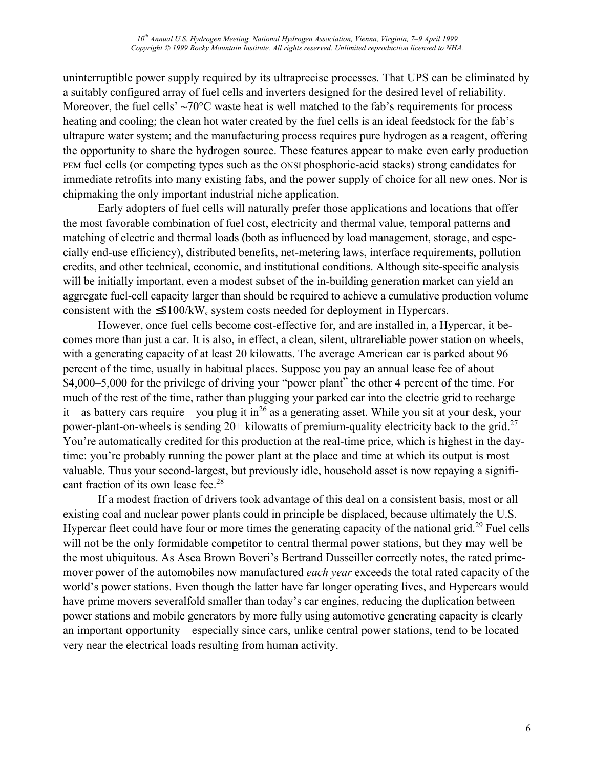uninterruptible power supply required by its ultraprecise processes. That UPS can be eliminated by a suitably configured array of fuel cells and inverters designed for the desired level of reliability. Moreover, the fuel cells' ~70°C waste heat is well matched to the fab's requirements for process heating and cooling; the clean hot water created by the fuel cells is an ideal feedstock for the fab's ultrapure water system; and the manufacturing process requires pure hydrogen as a reagent, offering the opportunity to share the hydrogen source. These features appear to make even early production PEM fuel cells (or competing types such as the ONSI phosphoric-acid stacks) strong candidates for immediate retrofits into many existing fabs, and the power supply of choice for all new ones. Nor is chipmaking the only important industrial niche application.

Early adopters of fuel cells will naturally prefer those applications and locations that offer the most favorable combination of fuel cost, electricity and thermal value, temporal patterns and matching of electric and thermal loads (both as influenced by load management, storage, and especially end-use efficiency), distributed benefits, net-metering laws, interface requirements, pollution credits, and other technical, economic, and institutional conditions. Although site-specific analysis will be initially important, even a modest subset of the in-building generation market can yield an aggregate fuel-cell capacity larger than should be required to achieve a cumulative production volume consistent with the ≤$100/kW$_e$ system costs needed for deployment in Hypercars.

However, once fuel cells become cost-effective for, and are installed in, a Hypercar, it becomes more than just a car. It is also, in effect, a clean, silent, ultrareliable power station on wheels, with a generating capacity of at least 20 kilowatts. The average American car is parked about 96 percent of the time, usually in habitual places. Suppose you pay an annual lease fee of about $4,000–5,000 for the privilege of driving your "power plant" the other 4 percent of the time. For much of the rest of the time, rather than plugging your parked car into the electric grid to recharge it—as battery cars require—you plug it in[26] as a generating asset. While you sit at your desk, your power-plant-on-wheels is sending 20+ kilowatts of premium-quality electricity back to the grid.[27] You're automatically credited for this production at the real-time price, which is highest in the daytime: you're probably running the power plant at the place and time at which its output is most valuable. Thus your second-largest, but previously idle, household asset is now repaying a significant fraction of its own lease fee.[28]

If a modest fraction of drivers took advantage of this deal on a consistent basis, most or all existing coal and nuclear power plants could in principle be displaced, because ultimately the U.S. Hypercar fleet could have four or more times the generating capacity of the national grid.[29] Fuel cells will not be the only formidable competitor to central thermal power stations, but they may well be the most ubiquitous. As Asea Brown Boveri's Bertrand Dusseiller correctly notes, the rated prime-mover power of the automobiles now manufactured *each year* exceeds the total rated capacity of the world's power stations. Even though the latter have far longer operating lives, and Hypercars would have prime movers severalfold smaller than today's car engines, reducing the duplication between power stations and mobile generators by more fully using automotive generating capacity is clearly an important opportunity—especially since cars, unlike central power stations, tend to be located very near the electrical loads resulting from human activity.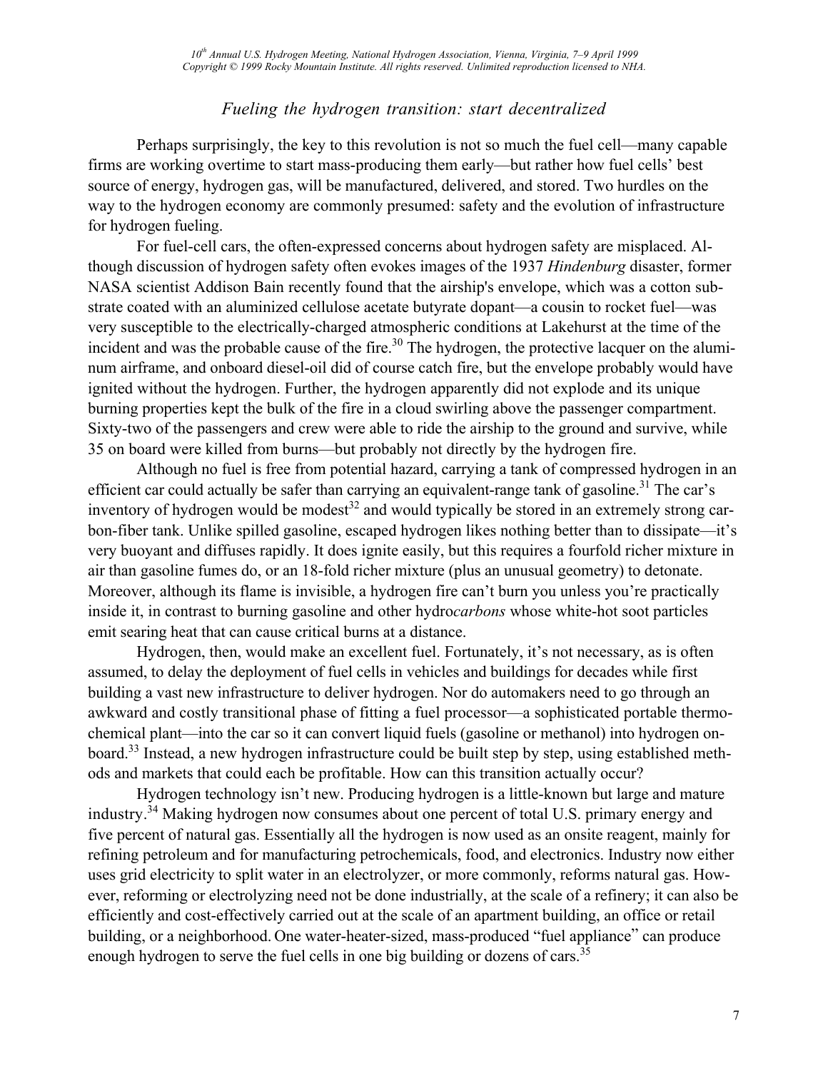## *Fueling the hydrogen transition: start decentralized*

Perhaps surprisingly, the key to this revolution is not so much the fuel cell—many capable firms are working overtime to start mass-producing them early—but rather how fuel cells' best source of energy, hydrogen gas, will be manufactured, delivered, and stored. Two hurdles on the way to the hydrogen economy are commonly presumed: safety and the evolution of infrastructure for hydrogen fueling.

For fuel-cell cars, the often-expressed concerns about hydrogen safety are misplaced. Although discussion of hydrogen safety often evokes images of the 1937 *Hindenburg* disaster, former NASA scientist Addison Bain recently found that the airship's envelope, which was a cotton substrate coated with an aluminized cellulose acetate butyrate dopant—a cousin to rocket fuel—was very susceptible to the electrically-charged atmospheric conditions at Lakehurst at the time of the incident and was the probable cause of the fire.[30] The hydrogen, the protective lacquer on the aluminum airframe, and onboard diesel-oil did of course catch fire, but the envelope probably would have ignited without the hydrogen. Further, the hydrogen apparently did not explode and its unique burning properties kept the bulk of the fire in a cloud swirling above the passenger compartment. Sixty-two of the passengers and crew were able to ride the airship to the ground and survive, while 35 on board were killed from burns—but probably not directly by the hydrogen fire.

Although no fuel is free from potential hazard, carrying a tank of compressed hydrogen in an efficient car could actually be safer than carrying an equivalent-range tank of gasoline.[31] The car's inventory of hydrogen would be modest[32] and would typically be stored in an extremely strong carbon-fiber tank. Unlike spilled gasoline, escaped hydrogen likes nothing better than to dissipate—it's very buoyant and diffuses rapidly. It does ignite easily, but this requires a fourfold richer mixture in air than gasoline fumes do, or an 18-fold richer mixture (plus an unusual geometry) to detonate. Moreover, although its flame is invisible, a hydrogen fire can't burn you unless you're practically inside it, in contrast to burning gasoline and other hydro*carbons* whose white-hot soot particles emit searing heat that can cause critical burns at a distance.

Hydrogen, then, would make an excellent fuel. Fortunately, it's not necessary, as is often assumed, to delay the deployment of fuel cells in vehicles and buildings for decades while first building a vast new infrastructure to deliver hydrogen. Nor do automakers need to go through an awkward and costly transitional phase of fitting a fuel processor—a sophisticated portable thermochemical plant—into the car so it can convert liquid fuels (gasoline or methanol) into hydrogen onboard.[33] Instead, a new hydrogen infrastructure could be built step by step, using established methods and markets that could each be profitable. How can this transition actually occur?

Hydrogen technology isn't new. Producing hydrogen is a little-known but large and mature industry.[34] Making hydrogen now consumes about one percent of total U.S. primary energy and five percent of natural gas. Essentially all the hydrogen is now used as an onsite reagent, mainly for refining petroleum and for manufacturing petrochemicals, food, and electronics. Industry now either uses grid electricity to split water in an electrolyzer, or more commonly, reforms natural gas. However, reforming or electrolyzing need not be done industrially, at the scale of a refinery; it can also be efficiently and cost-effectively carried out at the scale of an apartment building, an office or retail building, or a neighborhood. One water-heater-sized, mass-produced "fuel appliance" can produce enough hydrogen to serve the fuel cells in one big building or dozens of cars.[35]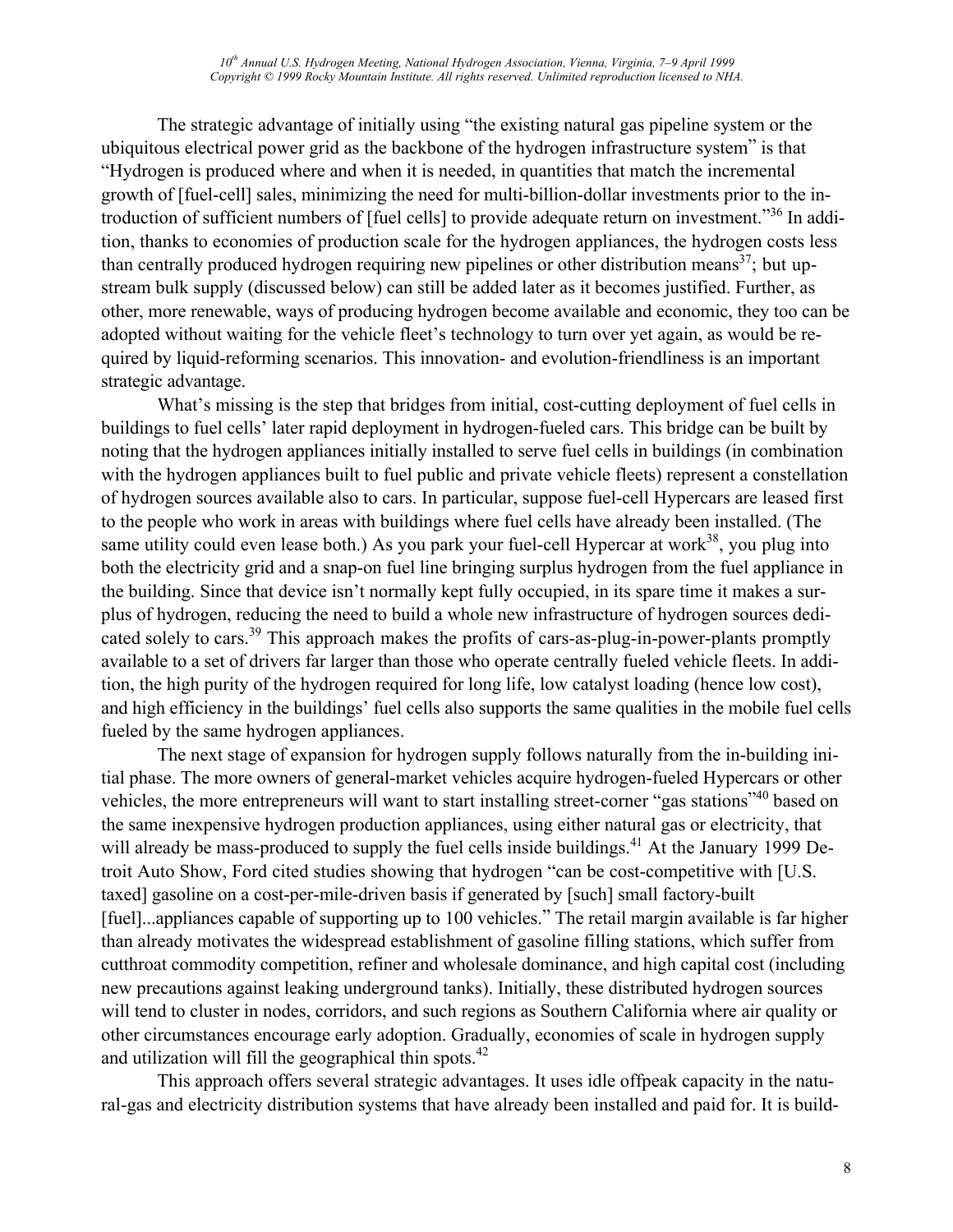The strategic advantage of initially using "the existing natural gas pipeline system or the ubiquitous electrical power grid as the backbone of the hydrogen infrastructure system" is that "Hydrogen is produced where and when it is needed, in quantities that match the incremental growth of [fuel-cell] sales, minimizing the need for multi-billion-dollar investments prior to the introduction of sufficient numbers of [fuel cells] to provide adequate return on investment."[36] In addition, thanks to economies of production scale for the hydrogen appliances, the hydrogen costs less than centrally produced hydrogen requiring new pipelines or other distribution means[37]; but upstream bulk supply (discussed below) can still be added later as it becomes justified. Further, as other, more renewable, ways of producing hydrogen become available and economic, they too can be adopted without waiting for the vehicle fleet's technology to turn over yet again, as would be required by liquid-reforming scenarios. This innovation- and evolution-friendliness is an important strategic advantage.

What's missing is the step that bridges from initial, cost-cutting deployment of fuel cells in buildings to fuel cells' later rapid deployment in hydrogen-fueled cars. This bridge can be built by noting that the hydrogen appliances initially installed to serve fuel cells in buildings (in combination with the hydrogen appliances built to fuel public and private vehicle fleets) represent a constellation of hydrogen sources available also to cars. In particular, suppose fuel-cell Hypercars are leased first to the people who work in areas with buildings where fuel cells have already been installed. (The same utility could even lease both.) As you park your fuel-cell Hypercar at work[38], you plug into both the electricity grid and a snap-on fuel line bringing surplus hydrogen from the fuel appliance in the building. Since that device isn't normally kept fully occupied, in its spare time it makes a surplus of hydrogen, reducing the need to build a whole new infrastructure of hydrogen sources dedicated solely to cars.[39] This approach makes the profits of cars-as-plug-in-power-plants promptly available to a set of drivers far larger than those who operate centrally fueled vehicle fleets. In addition, the high purity of the hydrogen required for long life, low catalyst loading (hence low cost), and high efficiency in the buildings' fuel cells also supports the same qualities in the mobile fuel cells fueled by the same hydrogen appliances.

The next stage of expansion for hydrogen supply follows naturally from the in-building initial phase. The more owners of general-market vehicles acquire hydrogen-fueled Hypercars or other vehicles, the more entrepreneurs will want to start installing street-corner "gas stations"[40] based on the same inexpensive hydrogen production appliances, using either natural gas or electricity, that will already be mass-produced to supply the fuel cells inside buildings.[41] At the January 1999 Detroit Auto Show, Ford cited studies showing that hydrogen "can be cost-competitive with [U.S. taxed] gasoline on a cost-per-mile-driven basis if generated by [such] small factory-built [fuel]...appliances capable of supporting up to 100 vehicles." The retail margin available is far higher than already motivates the widespread establishment of gasoline filling stations, which suffer from cutthroat commodity competition, refiner and wholesale dominance, and high capital cost (including new precautions against leaking underground tanks). Initially, these distributed hydrogen sources will tend to cluster in nodes, corridors, and such regions as Southern California where air quality or other circumstances encourage early adoption. Gradually, economies of scale in hydrogen supply and utilization will fill the geographical thin spots.[42]

This approach offers several strategic advantages. It uses idle offpeak capacity in the natural-gas and electricity distribution systems that have already been installed and paid for. It is build-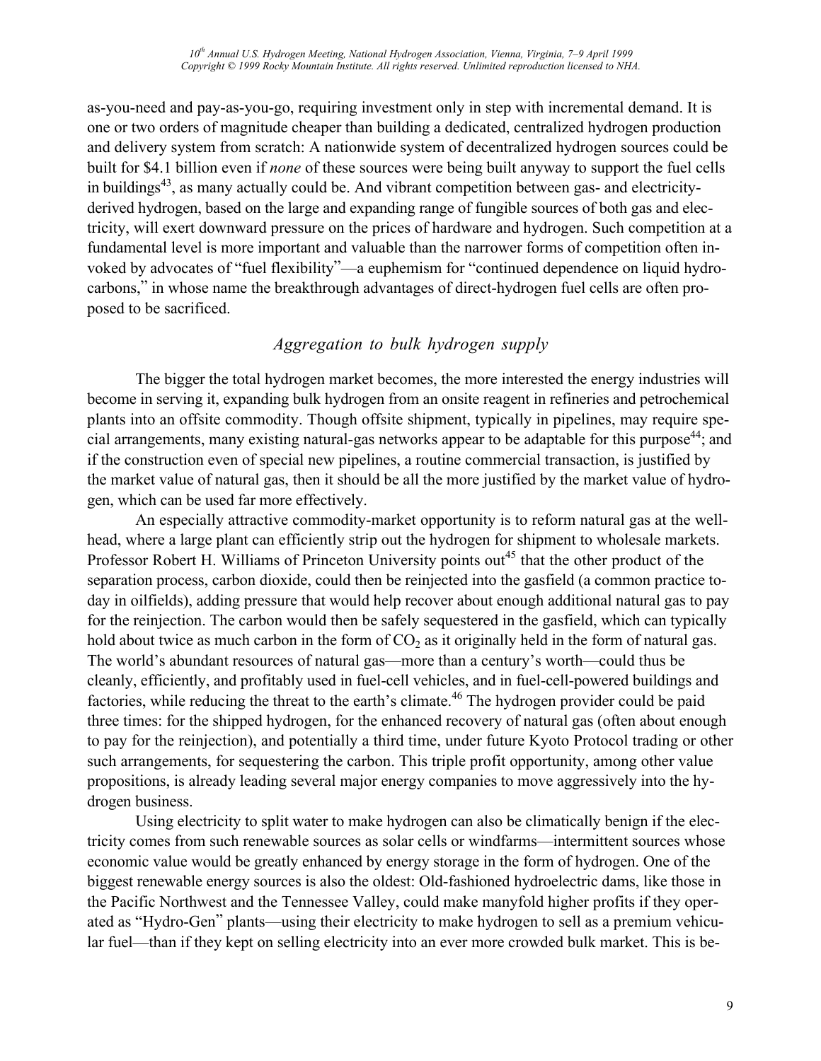as-you-need and pay-as-you-go, requiring investment only in step with incremental demand. It is one or two orders of magnitude cheaper than building a dedicated, centralized hydrogen production and delivery system from scratch: A nationwide system of decentralized hydrogen sources could be built for \$4.1 billion even if *none* of these sources were being built anyway to support the fuel cells in buildings[43], as many actually could be. And vibrant competition between gas- and electricity-derived hydrogen, based on the large and expanding range of fungible sources of both gas and electricity, will exert downward pressure on the prices of hardware and hydrogen. Such competition at a fundamental level is more important and valuable than the narrower forms of competition often invoked by advocates of "fuel flexibility"—a euphemism for "continued dependence on liquid hydrocarbons," in whose name the breakthrough advantages of direct-hydrogen fuel cells are often proposed to be sacrificed.

## *Aggregation to bulk hydrogen supply*

The bigger the total hydrogen market becomes, the more interested the energy industries will become in serving it, expanding bulk hydrogen from an onsite reagent in refineries and petrochemical plants into an offsite commodity. Though offsite shipment, typically in pipelines, may require special arrangements, many existing natural-gas networks appear to be adaptable for this purpose[44]; and if the construction even of special new pipelines, a routine commercial transaction, is justified by the market value of natural gas, then it should be all the more justified by the market value of hydrogen, which can be used far more effectively.

An especially attractive commodity-market opportunity is to reform natural gas at the wellhead, where a large plant can efficiently strip out the hydrogen for shipment to wholesale markets. Professor Robert H. Williams of Princeton University points out[45] that the other product of the separation process, carbon dioxide, could then be reinjected into the gasfield (a common practice today in oilfields), adding pressure that would help recover about enough additional natural gas to pay for the reinjection. The carbon would then be safely sequestered in the gasfield, which can typically hold about twice as much carbon in the form of $CO_2$ as it originally held in the form of natural gas. The world's abundant resources of natural gas—more than a century's worth—could thus be cleanly, efficiently, and profitably used in fuel-cell vehicles, and in fuel-cell-powered buildings and factories, while reducing the threat to the earth's climate.[46] The hydrogen provider could be paid three times: for the shipped hydrogen, for the enhanced recovery of natural gas (often about enough to pay for the reinjection), and potentially a third time, under future Kyoto Protocol trading or other such arrangements, for sequestering the carbon. This triple profit opportunity, among other value propositions, is already leading several major energy companies to move aggressively into the hydrogen business.

Using electricity to split water to make hydrogen can also be climatically benign if the electricity comes from such renewable sources as solar cells or windfarms—intermittent sources whose economic value would be greatly enhanced by energy storage in the form of hydrogen. One of the biggest renewable energy sources is also the oldest: Old-fashioned hydroelectric dams, like those in the Pacific Northwest and the Tennessee Valley, could make manyfold higher profits if they operated as "Hydro-Gen" plants—using their electricity to make hydrogen to sell as a premium vehicular fuel—than if they kept on selling electricity into an ever more crowded bulk market. This is be-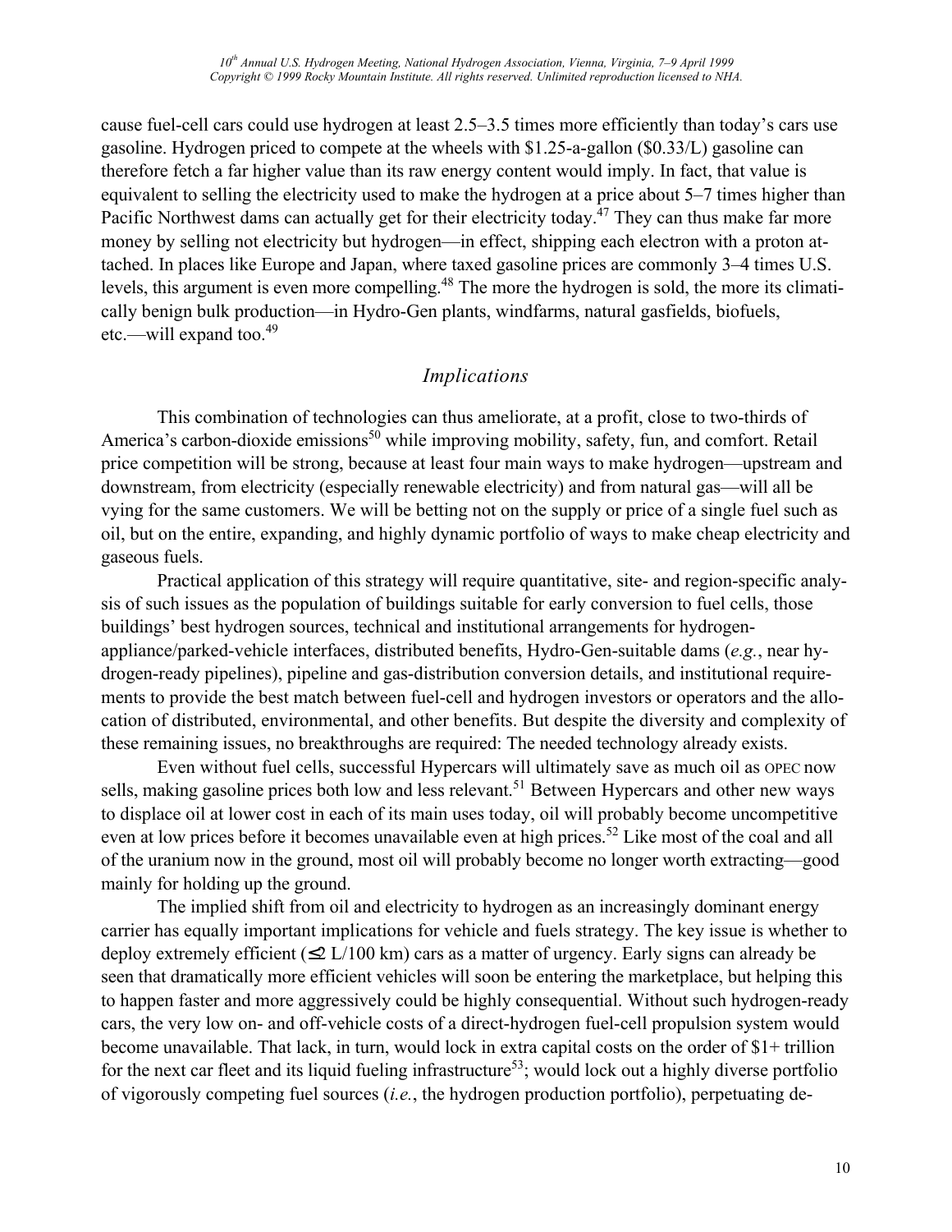cause fuel-cell cars could use hydrogen at least 2.5–3.5 times more efficiently than today's cars use gasoline. Hydrogen priced to compete at the wheels with $1.25-a-gallon ($0.33/L) gasoline can therefore fetch a far higher value than its raw energy content would imply. In fact, that value is equivalent to selling the electricity used to make the hydrogen at a price about 5–7 times higher than Pacific Northwest dams can actually get for their electricity today.[47] They can thus make far more money by selling not electricity but hydrogen—in effect, shipping each electron with a proton attached. In places like Europe and Japan, where taxed gasoline prices are commonly 3–4 times U.S. levels, this argument is even more compelling.[48] The more the hydrogen is sold, the more its climatically benign bulk production—in Hydro-Gen plants, windfarms, natural gasfields, biofuels, etc.—will expand too.[49]

## *Implications*

This combination of technologies can thus ameliorate, at a profit, close to two-thirds of America's carbon-dioxide emissions[50] while improving mobility, safety, fun, and comfort. Retail price competition will be strong, because at least four main ways to make hydrogen—upstream and downstream, from electricity (especially renewable electricity) and from natural gas—will all be vying for the same customers. We will be betting not on the supply or price of a single fuel such as oil, but on the entire, expanding, and highly dynamic portfolio of ways to make cheap electricity and gaseous fuels.

Practical application of this strategy will require quantitative, site- and region-specific analysis of such issues as the population of buildings suitable for early conversion to fuel cells, those buildings' best hydrogen sources, technical and institutional arrangements for hydrogen-appliance/parked-vehicle interfaces, distributed benefits, Hydro-Gen-suitable dams (*e.g.*, near hydrogen-ready pipelines), pipeline and gas-distribution conversion details, and institutional requirements to provide the best match between fuel-cell and hydrogen investors or operators and the allocation of distributed, environmental, and other benefits. But despite the diversity and complexity of these remaining issues, no breakthroughs are required: The needed technology already exists.

Even without fuel cells, successful Hypercars will ultimately save as much oil as OPEC now sells, making gasoline prices both low and less relevant.[51] Between Hypercars and other new ways to displace oil at lower cost in each of its main uses today, oil will probably become uncompetitive even at low prices before it becomes unavailable even at high prices.[52] Like most of the coal and all of the uranium now in the ground, most oil will probably become no longer worth extracting—good mainly for holding up the ground.

The implied shift from oil and electricity to hydrogen as an increasingly dominant energy carrier has equally important implications for vehicle and fuels strategy. The key issue is whether to deploy extremely efficient (≤2 L/100 km) cars as a matter of urgency. Early signs can already be seen that dramatically more efficient vehicles will soon be entering the marketplace, but helping this to happen faster and more aggressively could be highly consequential. Without such hydrogen-ready cars, the very low on- and off-vehicle costs of a direct-hydrogen fuel-cell propulsion system would become unavailable. That lack, in turn, would lock in extra capital costs on the order of $1+ trillion for the next car fleet and its liquid fueling infrastructure[53]; would lock out a highly diverse portfolio of vigorously competing fuel sources (*i.e.*, the hydrogen production portfolio), perpetuating de-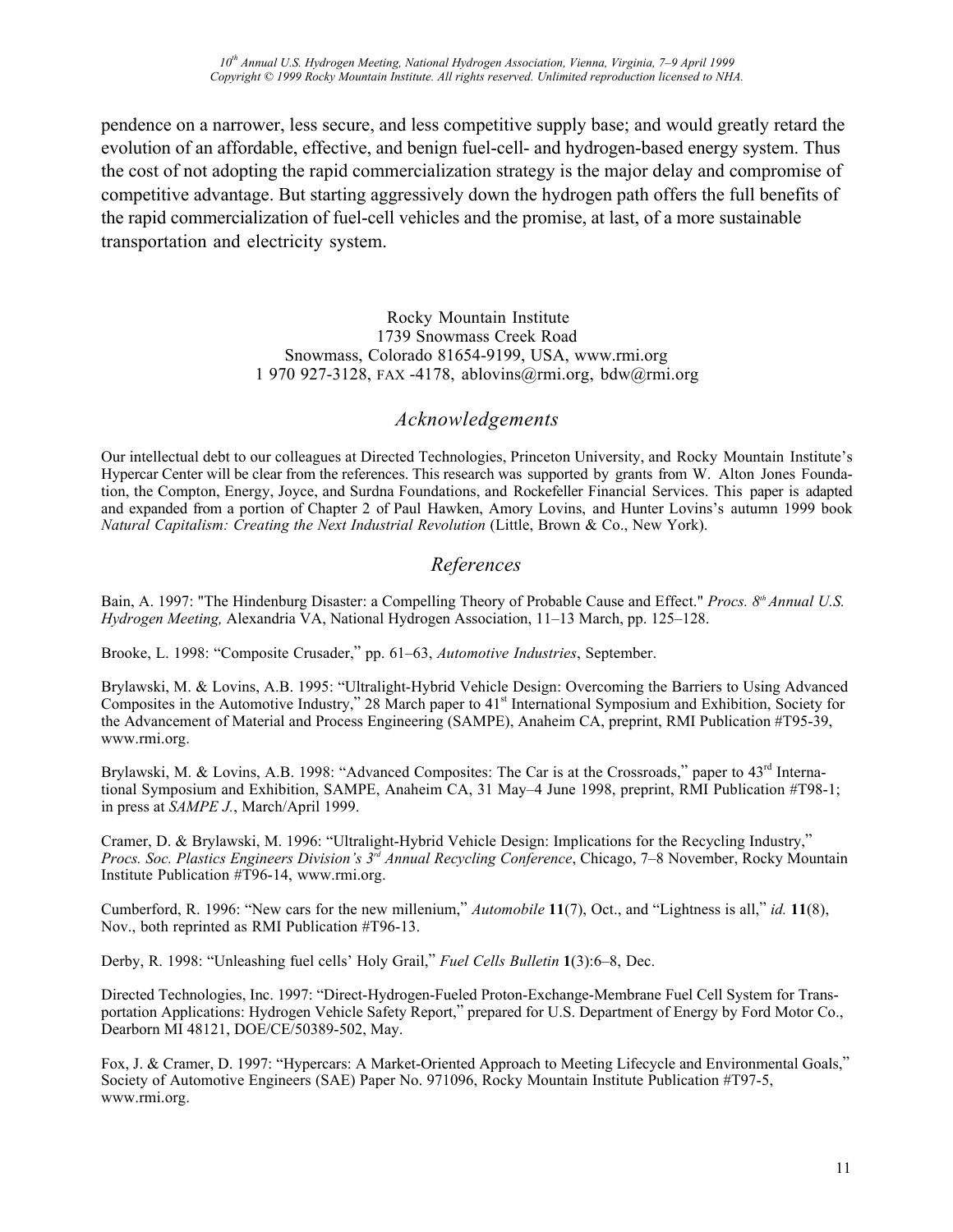pendence on a narrower, less secure, and less competitive supply base; and would greatly retard the evolution of an affordable, effective, and benign fuel-cell- and hydrogen-based energy system. Thus the cost of not adopting the rapid commercialization strategy is the major delay and compromise of competitive advantage. But starting aggressively down the hydrogen path offers the full benefits of the rapid commercialization of fuel-cell vehicles and the promise, at last, of a more sustainable transportation and electricity system.

Rocky Mountain Institute
1739 Snowmass Creek Road
Snowmass, Colorado 81654-9199, USA, www.rmi.org
1 970 927-3128, FAX -4178, ablovins@rmi.org, bdw@rmi.org

## *Acknowledgements*

Our intellectual debt to our colleagues at Directed Technologies, Princeton University, and Rocky Mountain Institute's Hypercar Center will be clear from the references. This research was supported by grants from W. Alton Jones Foundation, the Compton, Energy, Joyce, and Surdna Foundations, and Rockefeller Financial Services. This paper is adapted and expanded from a portion of Chapter 2 of Paul Hawken, Amory Lovins, and Hunter Lovins's autumn 1999 book *Natural Capitalism: Creating the Next Industrial Revolution* (Little, Brown & Co., New York).

## *References*

Bain, A. 1997: "The Hindenburg Disaster: a Compelling Theory of Probable Cause and Effect." *Procs. 8th Annual U.S. Hydrogen Meeting,* Alexandria VA, National Hydrogen Association, 11–13 March, pp. 125–128.

Brooke, L. 1998: "Composite Crusader," pp. 61–63, *Automotive Industries*, September.

Brylawski, M. & Lovins, A.B. 1995: "Ultralight-Hybrid Vehicle Design: Overcoming the Barriers to Using Advanced Composites in the Automotive Industry," 28 March paper to 41st International Symposium and Exhibition, Society for the Advancement of Material and Process Engineering (SAMPE), Anaheim CA, preprint, RMI Publication #T95-39, www.rmi.org.

Brylawski, M. & Lovins, A.B. 1998: "Advanced Composites: The Car is at the Crossroads," paper to 43rd International Symposium and Exhibition, SAMPE, Anaheim CA, 31 May–4 June 1998, preprint, RMI Publication #T98-1; in press at *SAMPE J.*, March/April 1999.

Cramer, D. & Brylawski, M. 1996: "Ultralight-Hybrid Vehicle Design: Implications for the Recycling Industry," *Procs. Soc. Plastics Engineers Division's 3rd Annual Recycling Conference*, Chicago, 7–8 November, Rocky Mountain Institute Publication #T96-14, www.rmi.org.

Cumberford, R. 1996: "New cars for the new millenium," *Automobile* **11**(7), Oct., and "Lightness is all," *id.* **11**(8), Nov., both reprinted as RMI Publication #T96-13.

Derby, R. 1998: "Unleashing fuel cells' Holy Grail," *Fuel Cells Bulletin* **1**(3):6–8, Dec.

Directed Technologies, Inc. 1997: "Direct-Hydrogen-Fueled Proton-Exchange-Membrane Fuel Cell System for Transportation Applications: Hydrogen Vehicle Safety Report," prepared for U.S. Department of Energy by Ford Motor Co., Dearborn MI 48121, DOE/CE/50389-502, May.

Fox, J. & Cramer, D. 1997: "Hypercars: A Market-Oriented Approach to Meeting Lifecycle and Environmental Goals," Society of Automotive Engineers (SAE) Paper No. 971096, Rocky Mountain Institute Publication #T97-5, www.rmi.org.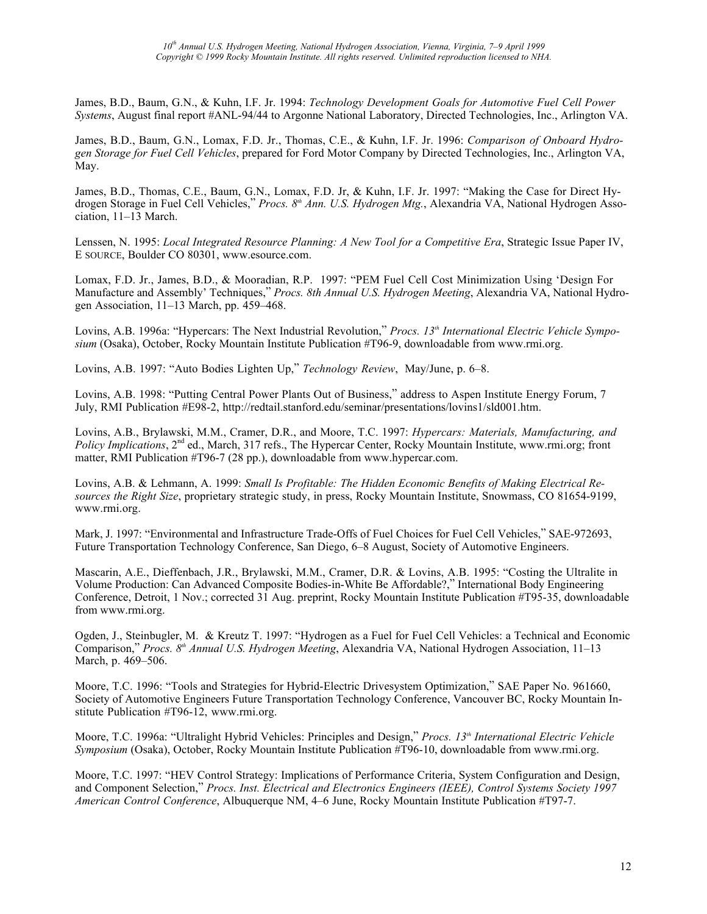James, B.D., Baum, G.N., & Kuhn, I.F. Jr. 1994: *Technology Development Goals for Automotive Fuel Cell Power Systems*, August final report #ANL-94/44 to Argonne National Laboratory, Directed Technologies, Inc., Arlington VA.

James, B.D., Baum, G.N., Lomax, F.D. Jr., Thomas, C.E., & Kuhn, I.F. Jr. 1996: *Comparison of Onboard Hydrogen Storage for Fuel Cell Vehicles*, prepared for Ford Motor Company by Directed Technologies, Inc., Arlington VA, May.

James, B.D., Thomas, C.E., Baum, G.N., Lomax, F.D. Jr, & Kuhn, I.F. Jr. 1997: "Making the Case for Direct Hydrogen Storage in Fuel Cell Vehicles," *Procs. 8th Ann. U.S. Hydrogen Mtg.*, Alexandria VA, National Hydrogen Association, 11–13 March.

Lenssen, N. 1995: *Local Integrated Resource Planning: A New Tool for a Competitive Era*, Strategic Issue Paper IV, E SOURCE, Boulder CO 80301, www.esource.com.

Lomax, F.D. Jr., James, B.D., & Mooradian, R.P. 1997: "PEM Fuel Cell Cost Minimization Using 'Design For Manufacture and Assembly' Techniques," *Procs. 8th Annual U.S. Hydrogen Meeting*, Alexandria VA, National Hydrogen Association, 11–13 March, pp. 459–468.

Lovins, A.B. 1996a: "Hypercars: The Next Industrial Revolution," *Procs. 13th International Electric Vehicle Symposium* (Osaka), October, Rocky Mountain Institute Publication #T96-9, downloadable from www.rmi.org.

Lovins, A.B. 1997: "Auto Bodies Lighten Up," *Technology Review*, May/June, p. 6–8.

Lovins, A.B. 1998: "Putting Central Power Plants Out of Business," address to Aspen Institute Energy Forum, 7 July, RMI Publication #E98-2, http://redtail.stanford.edu/seminar/presentations/lovins1/sld001.htm.

Lovins, A.B., Brylawski, M.M., Cramer, D.R., and Moore, T.C. 1997: *Hypercars: Materials, Manufacturing, and Policy Implications*, 2nd ed., March, 317 refs., The Hypercar Center, Rocky Mountain Institute, www.rmi.org; front matter, RMI Publication #T96-7 (28 pp.), downloadable from www.hypercar.com.

Lovins, A.B. & Lehmann, A. 1999: *Small Is Profitable: The Hidden Economic Benefits of Making Electrical Resources the Right Size*, proprietary strategic study, in press, Rocky Mountain Institute, Snowmass, CO 81654-9199, www.rmi.org.

Mark, J. 1997: "Environmental and Infrastructure Trade-Offs of Fuel Choices for Fuel Cell Vehicles," SAE-972693, Future Transportation Technology Conference, San Diego, 6–8 August, Society of Automotive Engineers.

Mascarin, A.E., Dieffenbach, J.R., Brylawski, M.M., Cramer, D.R. & Lovins, A.B. 1995: "Costing the Ultralite in Volume Production: Can Advanced Composite Bodies-in-White Be Affordable?," International Body Engineering Conference, Detroit, 1 Nov.; corrected 31 Aug. preprint, Rocky Mountain Institute Publication #T95-35, downloadable from www.rmi.org.

Ogden, J., Steinbugler, M. & Kreutz T. 1997: "Hydrogen as a Fuel for Fuel Cell Vehicles: a Technical and Economic Comparison," *Procs. 8th Annual U.S. Hydrogen Meeting*, Alexandria VA, National Hydrogen Association, 11–13 March, p. 469–506.

Moore, T.C. 1996: "Tools and Strategies for Hybrid-Electric Drivesystem Optimization," SAE Paper No. 961660, Society of Automotive Engineers Future Transportation Technology Conference, Vancouver BC, Rocky Mountain Institute Publication #T96-12, www.rmi.org.

Moore, T.C. 1996a: "Ultralight Hybrid Vehicles: Principles and Design," *Procs. 13th International Electric Vehicle Symposium* (Osaka), October, Rocky Mountain Institute Publication #T96-10, downloadable from www.rmi.org.

Moore, T.C. 1997: "HEV Control Strategy: Implications of Performance Criteria, System Configuration and Design, and Component Selection," *Procs. Inst. Electrical and Electronics Engineers (IEEE), Control Systems Society 1997 American Control Conference*, Albuquerque NM, 4–6 June, Rocky Mountain Institute Publication #T97-7.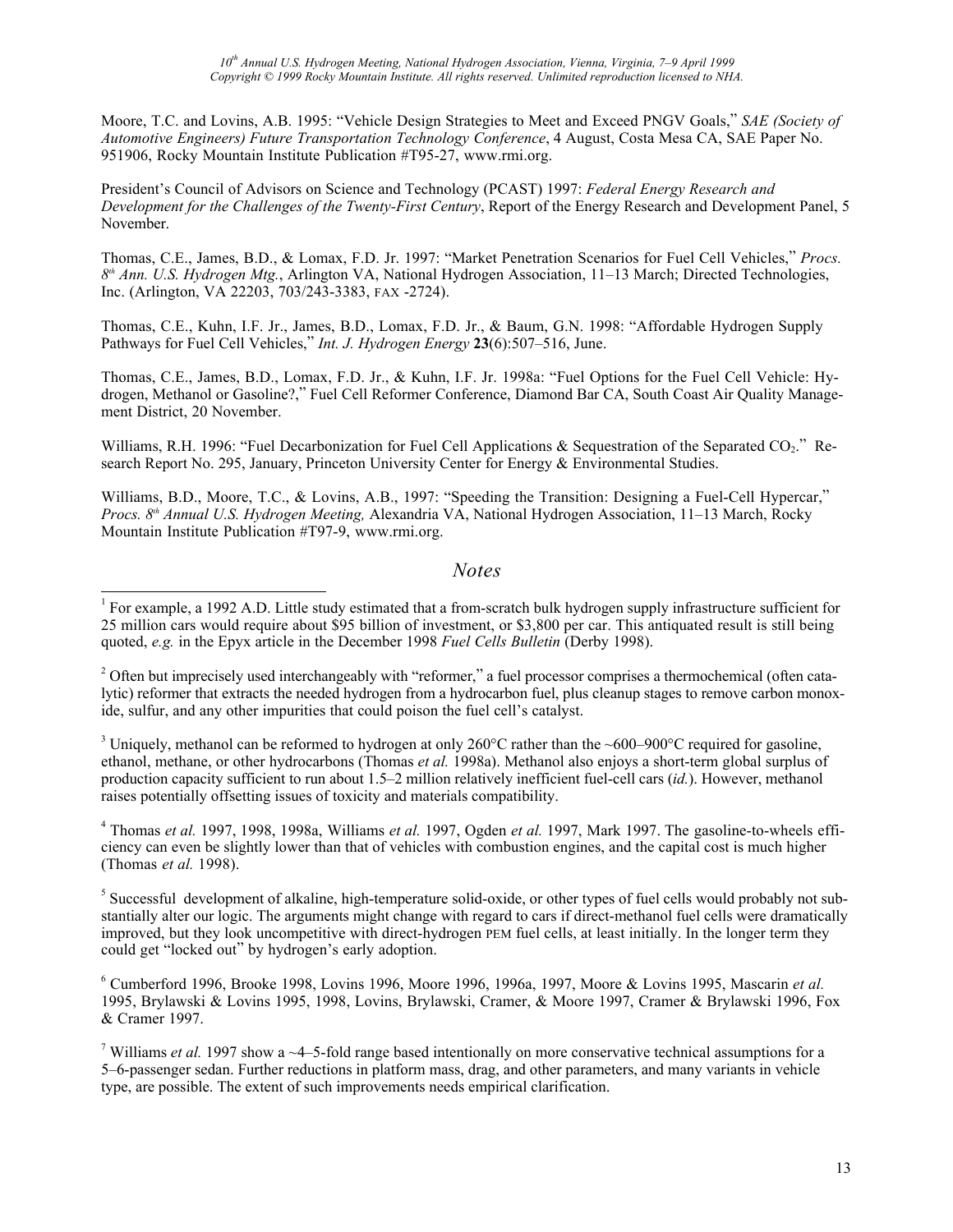Moore, T.C. and Lovins, A.B. 1995: "Vehicle Design Strategies to Meet and Exceed PNGV Goals," *SAE (Society of Automotive Engineers) Future Transportation Technology Conference*, 4 August, Costa Mesa CA, SAE Paper No. 951906, Rocky Mountain Institute Publication #T95-27, www.rmi.org.

President's Council of Advisors on Science and Technology (PCAST) 1997: *Federal Energy Research and Development for the Challenges of the Twenty-First Century*, Report of the Energy Research and Development Panel, 5 November.

Thomas, C.E., James, B.D., & Lomax, F.D. Jr. 1997: "Market Penetration Scenarios for Fuel Cell Vehicles," *Procs. 8th Ann. U.S. Hydrogen Mtg.*, Arlington VA, National Hydrogen Association, 11–13 March; Directed Technologies, Inc. (Arlington, VA 22203, 703/243-3383, FAX -2724).

Thomas, C.E., Kuhn, I.F. Jr., James, B.D., Lomax, F.D. Jr., & Baum, G.N. 1998: "Affordable Hydrogen Supply Pathways for Fuel Cell Vehicles," *Int. J. Hydrogen Energy* **23**(6):507–516, June.

Thomas, C.E., James, B.D., Lomax, F.D. Jr., & Kuhn, I.F. Jr. 1998a: "Fuel Options for the Fuel Cell Vehicle: Hydrogen, Methanol or Gasoline?," Fuel Cell Reformer Conference, Diamond Bar CA, South Coast Air Quality Management District, 20 November.

Williams, R.H. 1996: "Fuel Decarbonization for Fuel Cell Applications & Sequestration of the Separated $CO_2$." Research Report No. 295, January, Princeton University Center for Energy & Environmental Studies.

Williams, B.D., Moore, T.C., & Lovins, A.B., 1997: "Speeding the Transition: Designing a Fuel-Cell Hypercar," *Procs. 8th Annual U.S. Hydrogen Meeting,* Alexandria VA, National Hydrogen Association, 11–13 March, Rocky Mountain Institute Publication #T97-9, www.rmi.org.

## *Notes*

[1] For example, a 1992 A.D. Little study estimated that a from-scratch bulk hydrogen supply infrastructure sufficient for 25 million cars would require about $95 billion of investment, or $3,800 per car. This antiquated result is still being quoted, *e.g.* in the Epyx article in the December 1998 *Fuel Cells Bulletin* (Derby 1998).

[2] Often but imprecisely used interchangeably with "reformer," a fuel processor comprises a thermochemical (often catalytic) reformer that extracts the needed hydrogen from a hydrocarbon fuel, plus cleanup stages to remove carbon monoxide, sulfur, and any other impurities that could poison the fuel cell's catalyst.

[3] Uniquely, methanol can be reformed to hydrogen at only 260°C rather than the ~600–900°C required for gasoline, ethanol, methane, or other hydrocarbons (Thomas *et al.* 1998a). Methanol also enjoys a short-term global surplus of production capacity sufficient to run about 1.5–2 million relatively inefficient fuel-cell cars (*id.*). However, methanol raises potentially offsetting issues of toxicity and materials compatibility.

[4] Thomas *et al.* 1997, 1998, 1998a, Williams *et al.* 1997, Ogden *et al.* 1997, Mark 1997. The gasoline-to-wheels efficiency can even be slightly lower than that of vehicles with combustion engines, and the capital cost is much higher (Thomas *et al.* 1998).

[5] Successful development of alkaline, high-temperature solid-oxide, or other types of fuel cells would probably not substantially alter our logic. The arguments might change with regard to cars if direct-methanol fuel cells were dramatically improved, but they look uncompetitive with direct-hydrogen PEM fuel cells, at least initially. In the longer term they could get "locked out" by hydrogen's early adoption.

[6] Cumberford 1996, Brooke 1998, Lovins 1996, Moore 1996, 1996a, 1997, Moore & Lovins 1995, Mascarin *et al.* 1995, Brylawski & Lovins 1995, 1998, Lovins, Brylawski, Cramer, & Moore 1997, Cramer & Brylawski 1996, Fox & Cramer 1997.

[7] Williams *et al.* 1997 show a ~4–5-fold range based intentionally on more conservative technical assumptions for a 5–6-passenger sedan. Further reductions in platform mass, drag, and other parameters, and many variants in vehicle type, are possible. The extent of such improvements needs empirical clarification.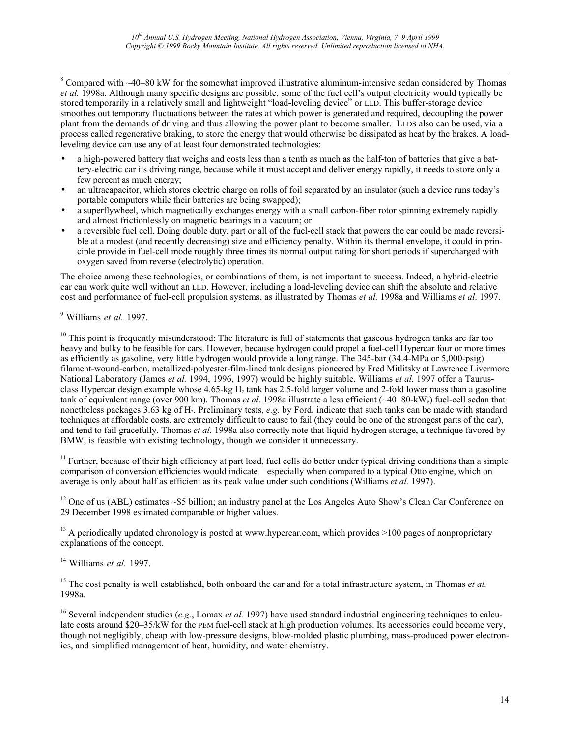[8] Compared with ~40–80 kW for the somewhat improved illustrative aluminum-intensive sedan considered by Thomas *et al.* 1998a. Although many specific designs are possible, some of the fuel cell's output electricity would typically be stored temporarily in a relatively small and lightweight "load-leveling device" or LLD. This buffer-storage device smoothes out temporary fluctuations between the rates at which power is generated and required, decoupling the power plant from the demands of driving and thus allowing the power plant to become smaller. LLDS also can be used, via a process called regenerative braking, to store the energy that would otherwise be dissipated as heat by the brakes. A load-leveling device can use any of at least four demonstrated technologies:

- a high-powered battery that weighs and costs less than a tenth as much as the half-ton of batteries that give a battery-electric car its driving range, because while it must accept and deliver energy rapidly, it needs to store only a few percent as much energy;
- an ultracapacitor, which stores electric charge on rolls of foil separated by an insulator (such a device runs today's portable computers while their batteries are being swapped);
- a superflywheel, which magnetically exchanges energy with a small carbon-fiber rotor spinning extremely rapidly and almost frictionlessly on magnetic bearings in a vacuum; or
- a reversible fuel cell. Doing double duty, part or all of the fuel-cell stack that powers the car could be made reversible at a modest (and recently decreasing) size and efficiency penalty. Within its thermal envelope, it could in principle provide in fuel-cell mode roughly three times its normal output rating for short periods if supercharged with oxygen saved from reverse (electrolytic) operation.

The choice among these technologies, or combinations of them, is not important to success. Indeed, a hybrid-electric car can work quite well without an LLD. However, including a load-leveling device can shift the absolute and relative cost and performance of fuel-cell propulsion systems, as illustrated by Thomas *et al.* 1998a and Williams *et al*. 1997.

[9] Williams *et al.* 1997.

[10] This point is frequently misunderstood: The literature is full of statements that gaseous hydrogen tanks are far too heavy and bulky to be feasible for cars. However, because hydrogen could propel a fuel-cell Hypercar four or more times as efficiently as gasoline, very little hydrogen would provide a long range. The 345-bar (34.4-MPa or 5,000-psig) filament-wound-carbon, metallized-polyester-film-lined tank designs pioneered by Fred Mitlitsky at Lawrence Livermore National Laboratory (James *et al.* 1994, 1996, 1997) would be highly suitable. Williams *et al.* 1997 offer a Taurus-class Hypercar design example whose 4.65-kg $H_2$ tank has 2.5-fold larger volume and 2-fold lower mass than a gasoline tank of equivalent range (over 900 km). Thomas *et al.* 1998a illustrate a less efficient (~40–80-kW$_e$) fuel-cell sedan that nonetheless packages 3.63 kg of $H_2$. Preliminary tests, *e.g.* by Ford, indicate that such tanks can be made with standard techniques at affordable costs, are extremely difficult to cause to fail (they could be one of the strongest parts of the car), and tend to fail gracefully. Thomas *et al.* 1998a also correctly note that liquid-hydrogen storage, a technique favored by BMW, is feasible with existing technology, though we consider it unnecessary.

[11] Further, because of their high efficiency at part load, fuel cells do better under typical driving conditions than a simple comparison of conversion efficiencies would indicate—especially when compared to a typical Otto engine, which on average is only about half as efficient as its peak value under such conditions (Williams *et al.* 1997).

[12] One of us (ABL) estimates ~$5 billion; an industry panel at the Los Angeles Auto Show's Clean Car Conference on 29 December 1998 estimated comparable or higher values.

[13] A periodically updated chronology is posted at www.hypercar.com, which provides >100 pages of nonproprietary explanations of the concept.

[14] Williams *et al.* 1997.

[15] The cost penalty is well established, both onboard the car and for a total infrastructure system, in Thomas *et al.* 1998a.

[16] Several independent studies (*e.g.*, Lomax *et al.* 1997) have used standard industrial engineering techniques to calculate costs around $20–35/kW for the PEM fuel-cell stack at high production volumes. Its accessories could become very, though not negligibly, cheap with low-pressure designs, blow-molded plastic plumbing, mass-produced power electronics, and simplified management of heat, humidity, and water chemistry.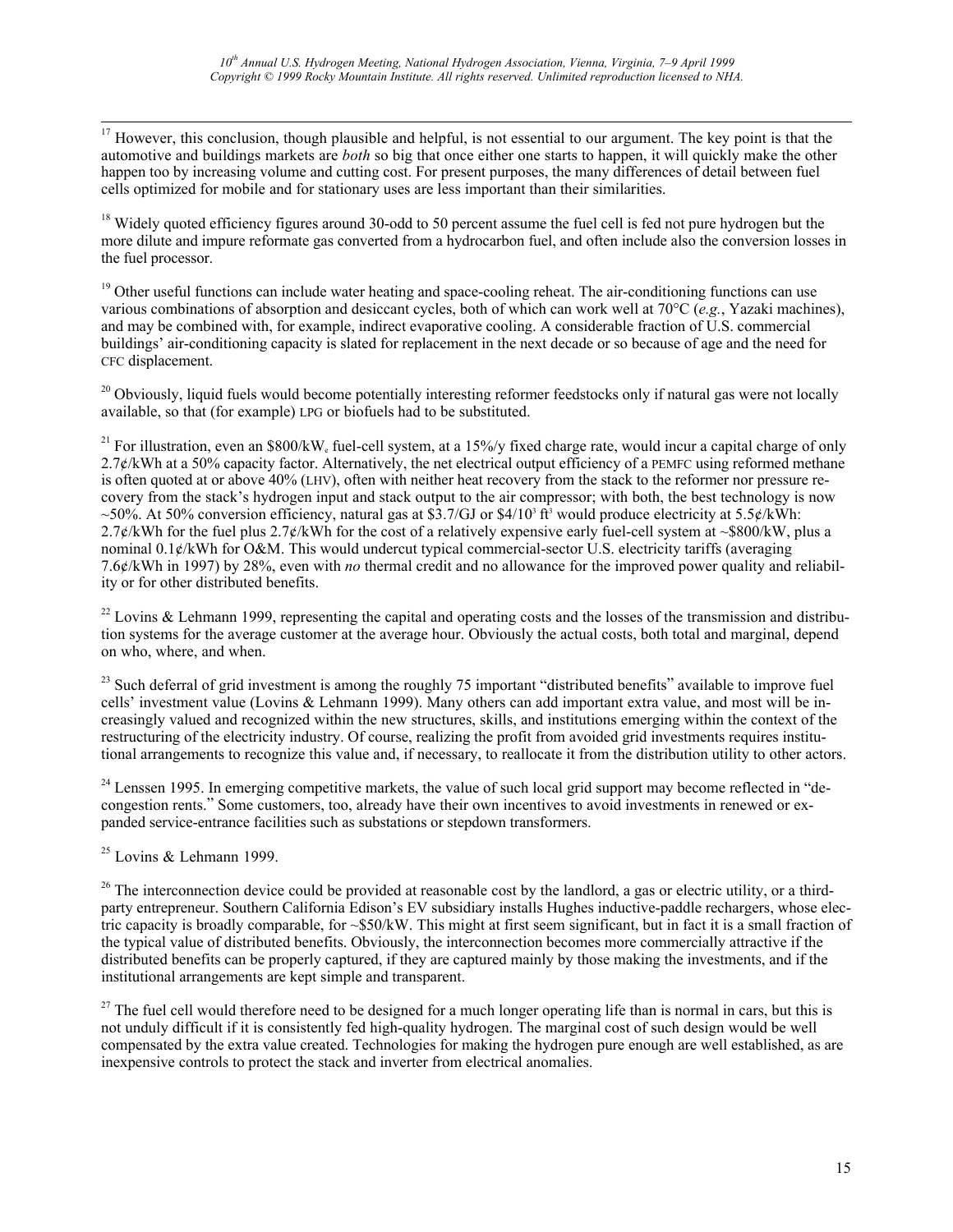[17] However, this conclusion, though plausible and helpful, is not essential to our argument. The key point is that the automotive and buildings markets are *both* so big that once either one starts to happen, it will quickly make the other happen too by increasing volume and cutting cost. For present purposes, the many differences of detail between fuel cells optimized for mobile and for stationary uses are less important than their similarities.

[18] Widely quoted efficiency figures around 30-odd to 50 percent assume the fuel cell is fed not pure hydrogen but the more dilute and impure reformate gas converted from a hydrocarbon fuel, and often include also the conversion losses in the fuel processor.

[19] Other useful functions can include water heating and space-cooling reheat. The air-conditioning functions can use various combinations of absorption and desiccant cycles, both of which can work well at 70°C (*e.g.*, Yazaki machines), and may be combined with, for example, indirect evaporative cooling. A considerable fraction of U.S. commercial buildings' air-conditioning capacity is slated for replacement in the next decade or so because of age and the need for CFC displacement.

[20] Obviously, liquid fuels would become potentially interesting reformer feedstocks only if natural gas were not locally available, so that (for example) LPG or biofuels had to be substituted.

[21] For illustration, even an \$800/kW$_e$ fuel-cell system, at a 15%/y fixed charge rate, would incur a capital charge of only 2.7¢/kWh at a 50% capacity factor. Alternatively, the net electrical output efficiency of a PEMFC using reformed methane is often quoted at or above 40% (LHV), often with neither heat recovery from the stack to the reformer nor pressure recovery from the stack's hydrogen input and stack output to the air compressor; with both, the best technology is now ~50%. At 50% conversion efficiency, natural gas at \$3.7/GJ or \$4/$10^3$ ft$^3$ would produce electricity at 5.5¢/kWh: 2.7¢/kWh for the fuel plus 2.7¢/kWh for the cost of a relatively expensive early fuel-cell system at ~\$800/kW, plus a nominal 0.1¢/kWh for O&M. This would undercut typical commercial-sector U.S. electricity tariffs (averaging 7.6¢/kWh in 1997) by 28%, even with *no* thermal credit and no allowance for the improved power quality and reliability or for other distributed benefits.

[22] Lovins & Lehmann 1999, representing the capital and operating costs and the losses of the transmission and distribution systems for the average customer at the average hour. Obviously the actual costs, both total and marginal, depend on who, where, and when.

[23] Such deferral of grid investment is among the roughly 75 important "distributed benefits" available to improve fuel cells' investment value (Lovins & Lehmann 1999). Many others can add important extra value, and most will be increasingly valued and recognized within the new structures, skills, and institutions emerging within the context of the restructuring of the electricity industry. Of course, realizing the profit from avoided grid investments requires institutional arrangements to recognize this value and, if necessary, to reallocate it from the distribution utility to other actors.

[24] Lenssen 1995. In emerging competitive markets, the value of such local grid support may become reflected in "decongestion rents." Some customers, too, already have their own incentives to avoid investments in renewed or expanded service-entrance facilities such as substations or stepdown transformers.

[25] Lovins & Lehmann 1999.

[26] The interconnection device could be provided at reasonable cost by the landlord, a gas or electric utility, or a third-party entrepreneur. Southern California Edison's EV subsidiary installs Hughes inductive-paddle rechargers, whose electric capacity is broadly comparable, for ~\$50/kW. This might at first seem significant, but in fact it is a small fraction of the typical value of distributed benefits. Obviously, the interconnection becomes more commercially attractive if the distributed benefits can be properly captured, if they are captured mainly by those making the investments, and if the institutional arrangements are kept simple and transparent.

[27] The fuel cell would therefore need to be designed for a much longer operating life than is normal in cars, but this is not unduly difficult if it is consistently fed high-quality hydrogen. The marginal cost of such design would be well compensated by the extra value created. Technologies for making the hydrogen pure enough are well established, as are inexpensive controls to protect the stack and inverter from electrical anomalies.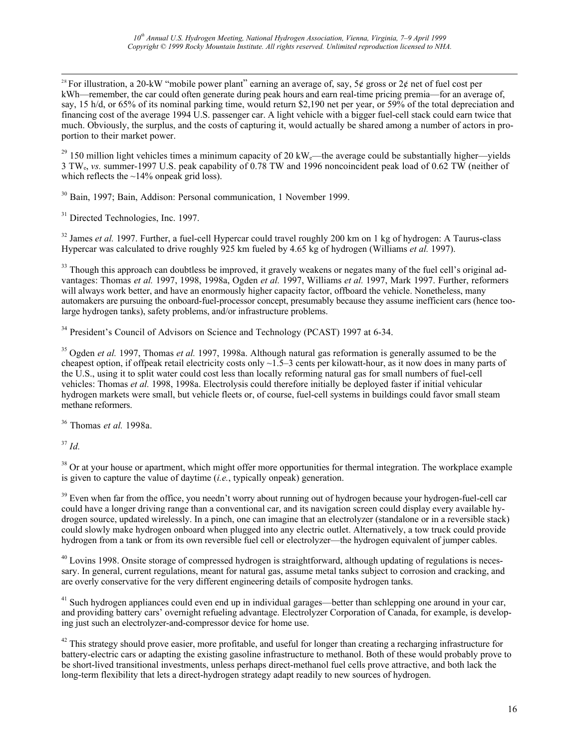[28] For illustration, a 20-kW "mobile power plant" earning an average of, say, 5¢ gross or 2¢ net of fuel cost per kWh—remember, the car could often generate during peak hours and earn real-time pricing premia—for an average of, say, 15 h/d, or 65% of its nominal parking time, would return $2,190 net per year, or 59% of the total depreciation and financing cost of the average 1994 U.S. passenger car. A light vehicle with a bigger fuel-cell stack could earn twice that much. Obviously, the surplus, and the costs of capturing it, would actually be shared among a number of actors in proportion to their market power.

[29] 150 million light vehicles times a minimum capacity of 20 $kW_e$—the average could be substantially higher—yields 3 $TW_e$, *vs.* summer-1997 U.S. peak capability of 0.78 TW and 1996 noncoincident peak load of 0.62 TW (neither of which reflects the ~14% onpeak grid loss).

[30] Bain, 1997; Bain, Addison: Personal communication, 1 November 1999.

[31] Directed Technologies, Inc. 1997.

[32] James *et al.* 1997. Further, a fuel-cell Hypercar could travel roughly 200 km on 1 kg of hydrogen: A Taurus-class Hypercar was calculated to drive roughly 925 km fueled by 4.65 kg of hydrogen (Williams *et al.* 1997).

[33] Though this approach can doubtless be improved, it gravely weakens or negates many of the fuel cell's original advantages: Thomas *et al.* 1997, 1998, 1998a, Ogden *et al.* 1997, Williams *et al.* 1997, Mark 1997. Further, reformers will always work better, and have an enormously higher capacity factor, offboard the vehicle. Nonetheless, many automakers are pursuing the onboard-fuel-processor concept, presumably because they assume inefficient cars (hence too-large hydrogen tanks), safety problems, and/or infrastructure problems.

[34] President's Council of Advisors on Science and Technology (PCAST) 1997 at 6-34.

[35] Ogden *et al.* 1997, Thomas *et al.* 1997, 1998a. Although natural gas reformation is generally assumed to be the cheapest option, if offpeak retail electricity costs only ~1.5–3 cents per kilowatt-hour, as it now does in many parts of the U.S., using it to split water could cost less than locally reforming natural gas for small numbers of fuel-cell vehicles: Thomas *et al.* 1998, 1998a. Electrolysis could therefore initially be deployed faster if initial vehicular hydrogen markets were small, but vehicle fleets or, of course, fuel-cell systems in buildings could favor small steam methane reformers.

[36] Thomas *et al.* 1998a.

[37] *Id.*

[38] Or at your house or apartment, which might offer more opportunities for thermal integration. The workplace example is given to capture the value of daytime (*i.e.*, typically onpeak) generation.

[39] Even when far from the office, you needn't worry about running out of hydrogen because your hydrogen-fuel-cell car could have a longer driving range than a conventional car, and its navigation screen could display every available hydrogen source, updated wirelessly. In a pinch, one can imagine that an electrolyzer (standalone or in a reversible stack) could slowly make hydrogen onboard when plugged into any electric outlet. Alternatively, a tow truck could provide hydrogen from a tank or from its own reversible fuel cell or electrolyzer—the hydrogen equivalent of jumper cables.

[40] Lovins 1998. Onsite storage of compressed hydrogen is straightforward, although updating of regulations is necessary. In general, current regulations, meant for natural gas, assume metal tanks subject to corrosion and cracking, and are overly conservative for the very different engineering details of composite hydrogen tanks.

[41] Such hydrogen appliances could even end up in individual garages—better than schlepping one around in your car, and providing battery cars' overnight refueling advantage. Electrolyzer Corporation of Canada, for example, is developing just such an electrolyzer-and-compressor device for home use.

[42] This strategy should prove easier, more profitable, and useful for longer than creating a recharging infrastructure for battery-electric cars or adapting the existing gasoline infrastructure to methanol. Both of these would probably prove to be short-lived transitional investments, unless perhaps direct-methanol fuel cells prove attractive, and both lack the long-term flexibility that lets a direct-hydrogen strategy adapt readily to new sources of hydrogen.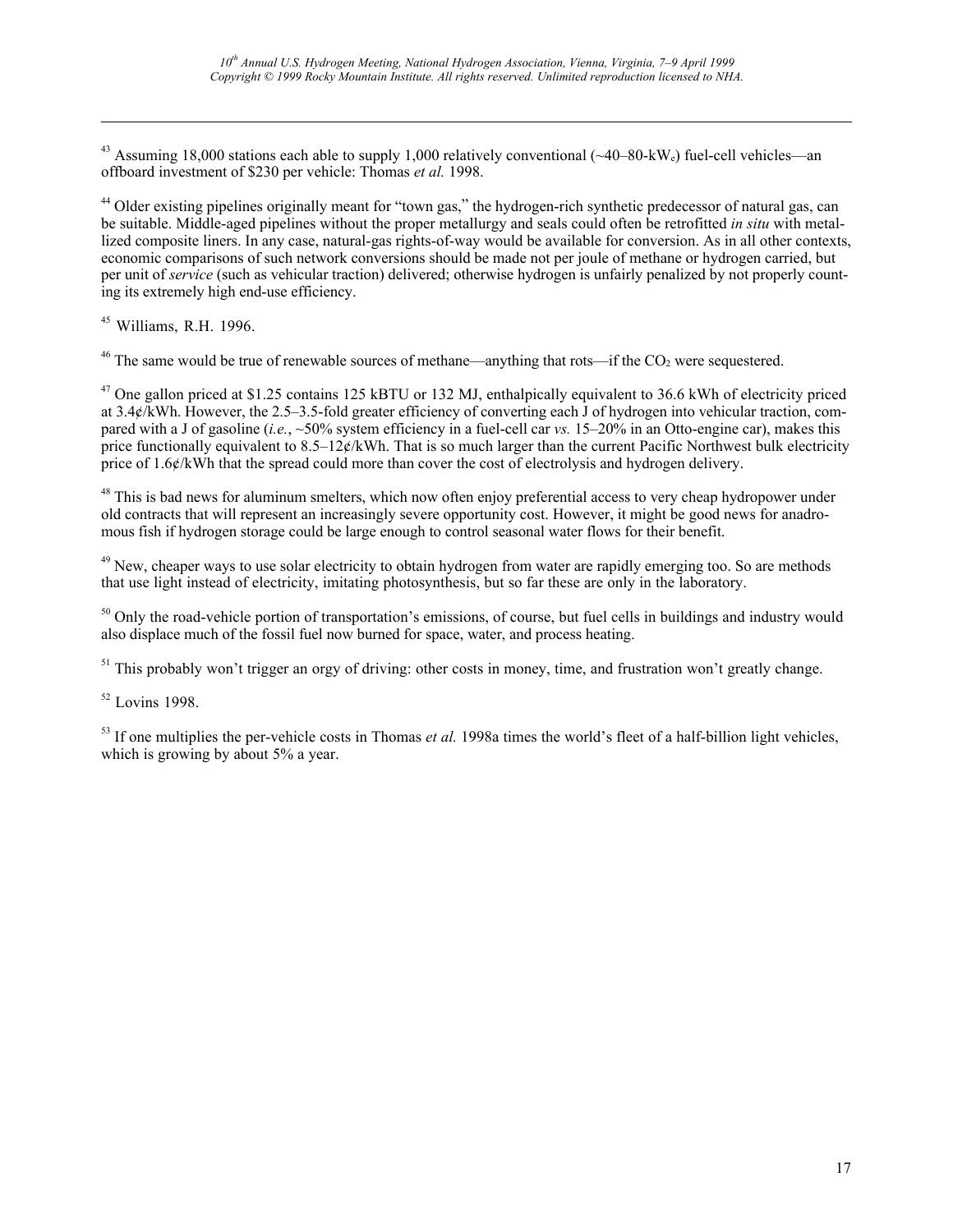[43] Assuming 18,000 stations each able to supply 1,000 relatively conventional (~40–80-$kW_e$) fuel-cell vehicles—an offboard investment of $230 per vehicle: Thomas *et al.* 1998.

[44] Older existing pipelines originally meant for "town gas," the hydrogen-rich synthetic predecessor of natural gas, can be suitable. Middle-aged pipelines without the proper metallurgy and seals could often be retrofitted *in situ* with metallized composite liners. In any case, natural-gas rights-of-way would be available for conversion. As in all other contexts, economic comparisons of such network conversions should be made not per joule of methane or hydrogen carried, but per unit of *service* (such as vehicular traction) delivered; otherwise hydrogen is unfairly penalized by not properly counting its extremely high end-use efficiency.

[45] Williams, R.H. 1996.

[46] The same would be true of renewable sources of methane—anything that rots—if the $CO_2$ were sequestered.

[47] One gallon priced at $1.25 contains 125 kBTU or 132 MJ, enthalpically equivalent to 36.6 kWh of electricity priced at 3.4¢/kWh. However, the 2.5–3.5-fold greater efficiency of converting each J of hydrogen into vehicular traction, compared with a J of gasoline (*i.e.*, ~50% system efficiency in a fuel-cell car *vs.* 15–20% in an Otto-engine car), makes this price functionally equivalent to 8.5–12¢/kWh. That is so much larger than the current Pacific Northwest bulk electricity price of 1.6¢/kWh that the spread could more than cover the cost of electrolysis and hydrogen delivery.

[48] This is bad news for aluminum smelters, which now often enjoy preferential access to very cheap hydropower under old contracts that will represent an increasingly severe opportunity cost. However, it might be good news for anadromous fish if hydrogen storage could be large enough to control seasonal water flows for their benefit.

[49] New, cheaper ways to use solar electricity to obtain hydrogen from water are rapidly emerging too. So are methods that use light instead of electricity, imitating photosynthesis, but so far these are only in the laboratory.

[50] Only the road-vehicle portion of transportation's emissions, of course, but fuel cells in buildings and industry would also displace much of the fossil fuel now burned for space, water, and process heating.

[51] This probably won't trigger an orgy of driving: other costs in money, time, and frustration won't greatly change.

[52] Lovins 1998.

[53] If one multiplies the per-vehicle costs in Thomas *et al.* 1998a times the world's fleet of a half-billion light vehicles, which is growing by about 5% a year.